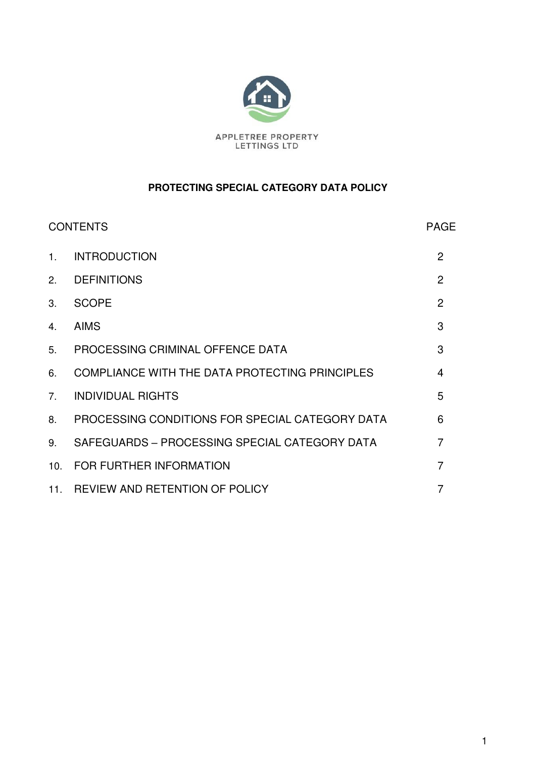APPLETREE PROPERTY LETTINGS LTD

# PROTECTING SPECIAL CATEGORY DATA POLICY

| CONTENTS | | PAGE |
|---|---|---|
| 1. | INTRODUCTION | 2 |
| 2. | DEFINITIONS | 2 |
| 3. | SCOPE | 2 |
| 4. | AIMS | 3 |
| 5. | PROCESSING CRIMINAL OFFENCE DATA | 3 |
| 6. | COMPLIANCE WITH THE DATA PROTECTING PRINCIPLES | 4 |
| 7. | INDIVIDUAL RIGHTS | 5 |
| 8. | PROCESSING CONDITIONS FOR SPECIAL CATEGORY DATA | 6 |
| 9. | SAFEGUARDS – PROCESSING SPECIAL CATEGORY DATA | 7 |
| 10. | FOR FURTHER INFORMATION | 7 |
| 11. | REVIEW AND RETENTION OF POLICY | 7 |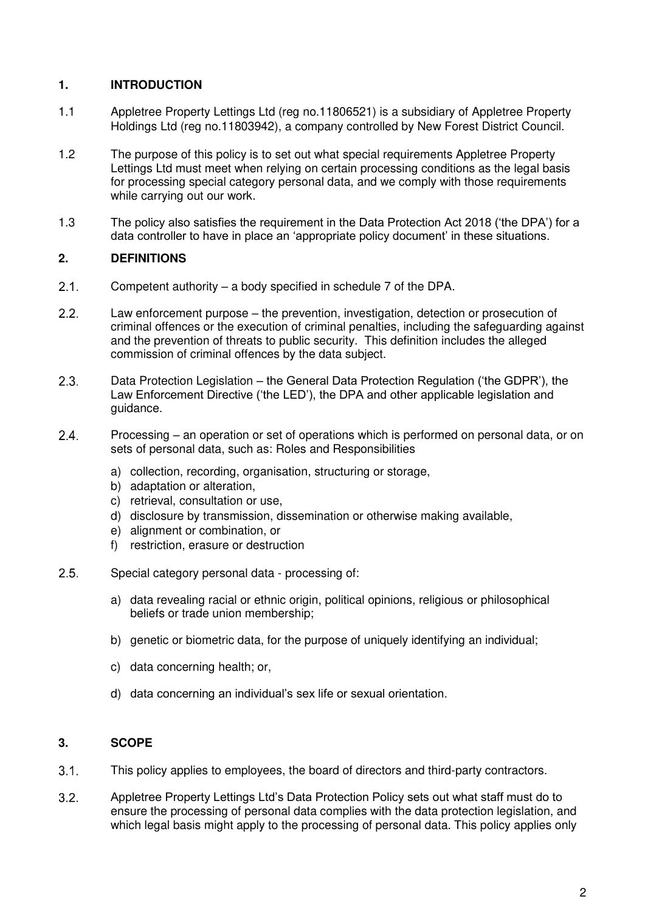## 1. INTRODUCTION

1.1 Appletree Property Lettings Ltd (reg no.11806521) is a subsidiary of Appletree Property Holdings Ltd (reg no.11803942), a company controlled by New Forest District Council.

1.2 The purpose of this policy is to set out what special requirements Appletree Property Lettings Ltd must meet when relying on certain processing conditions as the legal basis for processing special category personal data, and we comply with those requirements while carrying out our work.

1.3 The policy also satisfies the requirement in the Data Protection Act 2018 ('the DPA') for a data controller to have in place an 'appropriate policy document' in these situations.

## 2. DEFINITIONS

2.1. Competent authority – a body specified in schedule 7 of the DPA.

2.2. Law enforcement purpose – the prevention, investigation, detection or prosecution of criminal offences or the execution of criminal penalties, including the safeguarding against and the prevention of threats to public security. This definition includes the alleged commission of criminal offences by the data subject.

2.3. Data Protection Legislation – the General Data Protection Regulation ('the GDPR'), the Law Enforcement Directive ('the LED'), the DPA and other applicable legislation and guidance.

2.4. Processing – an operation or set of operations which is performed on personal data, or on sets of personal data, such as: Roles and Responsibilities

a) collection, recording, organisation, structuring or storage,
b) adaptation or alteration,
c) retrieval, consultation or use,
d) disclosure by transmission, dissemination or otherwise making available,
e) alignment or combination, or
f) restriction, erasure or destruction

2.5. Special category personal data - processing of:

a) data revealing racial or ethnic origin, political opinions, religious or philosophical beliefs or trade union membership;

b) genetic or biometric data, for the purpose of uniquely identifying an individual;

c) data concerning health; or,

d) data concerning an individual's sex life or sexual orientation.

## 3. SCOPE

3.1. This policy applies to employees, the board of directors and third-party contractors.

3.2. Appletree Property Lettings Ltd's Data Protection Policy sets out what staff must do to ensure the processing of personal data complies with the data protection legislation, and which legal basis might apply to the processing of personal data. This policy applies only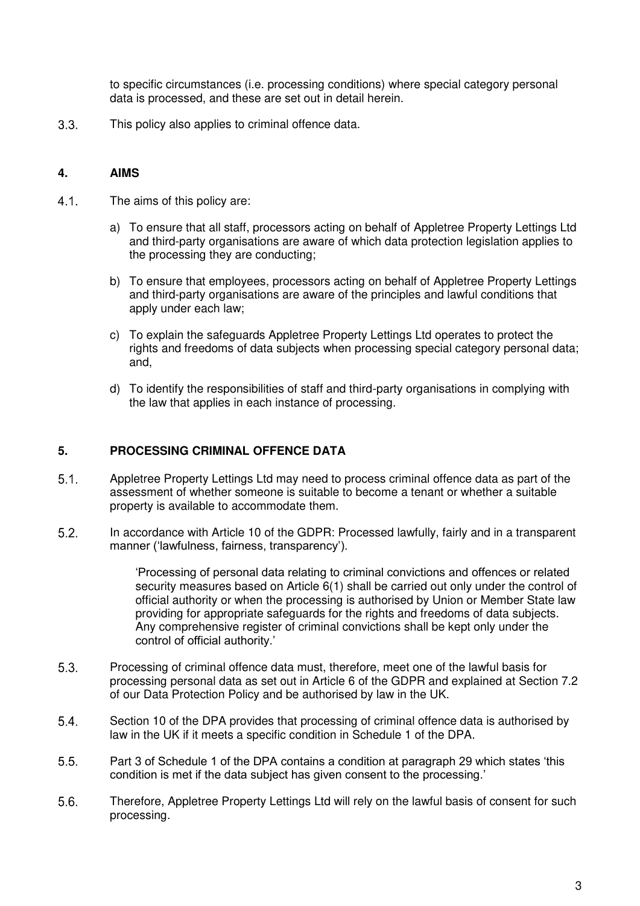to specific circumstances (i.e. processing conditions) where special category personal data is processed, and these are set out in detail herein.

3.3. This policy also applies to criminal offence data.

## 4. AIMS

4.1. The aims of this policy are:

a) To ensure that all staff, processors acting on behalf of Appletree Property Lettings Ltd and third-party organisations are aware of which data protection legislation applies to the processing they are conducting;

b) To ensure that employees, processors acting on behalf of Appletree Property Lettings and third-party organisations are aware of the principles and lawful conditions that apply under each law;

c) To explain the safeguards Appletree Property Lettings Ltd operates to protect the rights and freedoms of data subjects when processing special category personal data; and,

d) To identify the responsibilities of staff and third-party organisations in complying with the law that applies in each instance of processing.

## 5. PROCESSING CRIMINAL OFFENCE DATA

5.1. Appletree Property Lettings Ltd may need to process criminal offence data as part of the assessment of whether someone is suitable to become a tenant or whether a suitable property is available to accommodate them.

5.2. In accordance with Article 10 of the GDPR: Processed lawfully, fairly and in a transparent manner ('lawfulness, fairness, transparency').

> 'Processing of personal data relating to criminal convictions and offences or related security measures based on Article 6(1) shall be carried out only under the control of official authority or when the processing is authorised by Union or Member State law providing for appropriate safeguards for the rights and freedoms of data subjects. Any comprehensive register of criminal convictions shall be kept only under the control of official authority.'

5.3. Processing of criminal offence data must, therefore, meet one of the lawful basis for processing personal data as set out in Article 6 of the GDPR and explained at Section 7.2 of our Data Protection Policy and be authorised by law in the UK.

5.4. Section 10 of the DPA provides that processing of criminal offence data is authorised by law in the UK if it meets a specific condition in Schedule 1 of the DPA.

5.5. Part 3 of Schedule 1 of the DPA contains a condition at paragraph 29 which states 'this condition is met if the data subject has given consent to the processing.'

5.6. Therefore, Appletree Property Lettings Ltd will rely on the lawful basis of consent for such processing.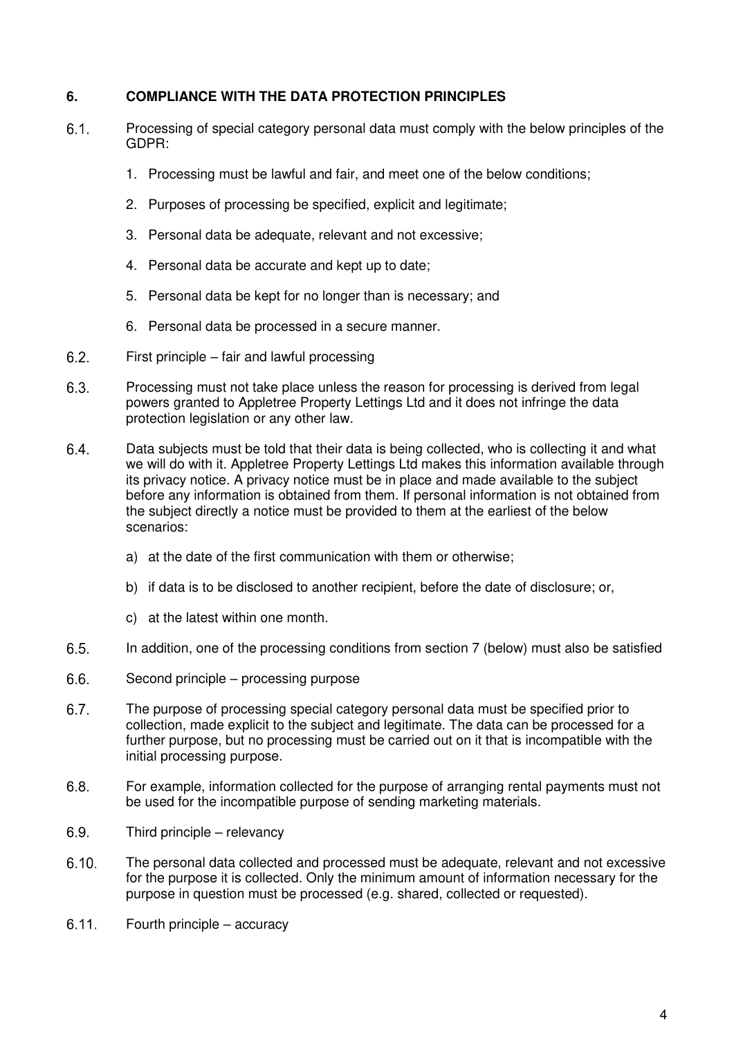## 6. COMPLIANCE WITH THE DATA PROTECTION PRINCIPLES

6.1. Processing of special category personal data must comply with the below principles of the GDPR:

1. Processing must be lawful and fair, and meet one of the below conditions;
2. Purposes of processing be specified, explicit and legitimate;
3. Personal data be adequate, relevant and not excessive;
4. Personal data be accurate and kept up to date;
5. Personal data be kept for no longer than is necessary; and
6. Personal data be processed in a secure manner.

6.2. First principle – fair and lawful processing

6.3. Processing must not take place unless the reason for processing is derived from legal powers granted to Appletree Property Lettings Ltd and it does not infringe the data protection legislation or any other law.

6.4. Data subjects must be told that their data is being collected, who is collecting it and what we will do with it. Appletree Property Lettings Ltd makes this information available through its privacy notice. A privacy notice must be in place and made available to the subject before any information is obtained from them. If personal information is not obtained from the subject directly a notice must be provided to them at the earliest of the below scenarios:

a) at the date of the first communication with them or otherwise;

b) if data is to be disclosed to another recipient, before the date of disclosure; or,

c) at the latest within one month.

6.5. In addition, one of the processing conditions from section 7 (below) must also be satisfied

6.6. Second principle – processing purpose

6.7. The purpose of processing special category personal data must be specified prior to collection, made explicit to the subject and legitimate. The data can be processed for a further purpose, but no processing must be carried out on it that is incompatible with the initial processing purpose.

6.8. For example, information collected for the purpose of arranging rental payments must not be used for the incompatible purpose of sending marketing materials.

6.9. Third principle – relevancy

6.10. The personal data collected and processed must be adequate, relevant and not excessive for the purpose it is collected. Only the minimum amount of information necessary for the purpose in question must be processed (e.g. shared, collected or requested).

6.11. Fourth principle – accuracy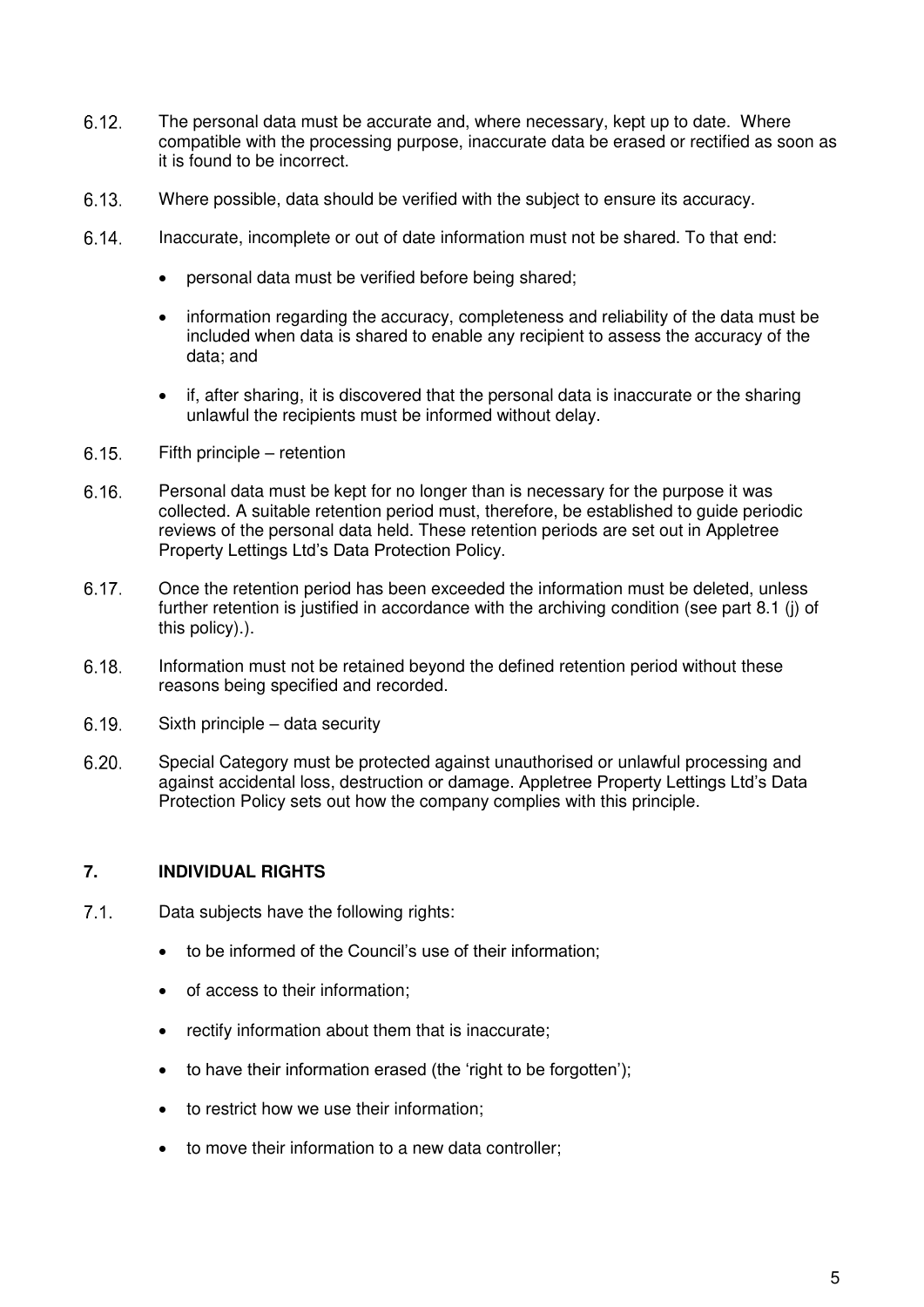6.12. The personal data must be accurate and, where necessary, kept up to date. Where compatible with the processing purpose, inaccurate data be erased or rectified as soon as it is found to be incorrect.

6.13. Where possible, data should be verified with the subject to ensure its accuracy.

6.14. Inaccurate, incomplete or out of date information must not be shared. To that end:

- personal data must be verified before being shared;
- information regarding the accuracy, completeness and reliability of the data must be included when data is shared to enable any recipient to assess the accuracy of the data; and
- if, after sharing, it is discovered that the personal data is inaccurate or the sharing unlawful the recipients must be informed without delay.

6.15. Fifth principle – retention

6.16. Personal data must be kept for no longer than is necessary for the purpose it was collected. A suitable retention period must, therefore, be established to guide periodic reviews of the personal data held. These retention periods are set out in Appletree Property Lettings Ltd's Data Protection Policy.

6.17. Once the retention period has been exceeded the information must be deleted, unless further retention is justified in accordance with the archiving condition (see part 8.1 (j) of this policy).).

6.18. Information must not be retained beyond the defined retention period without these reasons being specified and recorded.

6.19. Sixth principle – data security

6.20. Special Category must be protected against unauthorised or unlawful processing and against accidental loss, destruction or damage. Appletree Property Lettings Ltd's Data Protection Policy sets out how the company complies with this principle.

## 7. INDIVIDUAL RIGHTS

7.1. Data subjects have the following rights:

- to be informed of the Council's use of their information;
- of access to their information;
- rectify information about them that is inaccurate;
- to have their information erased (the 'right to be forgotten');
- to restrict how we use their information;
- to move their information to a new data controller;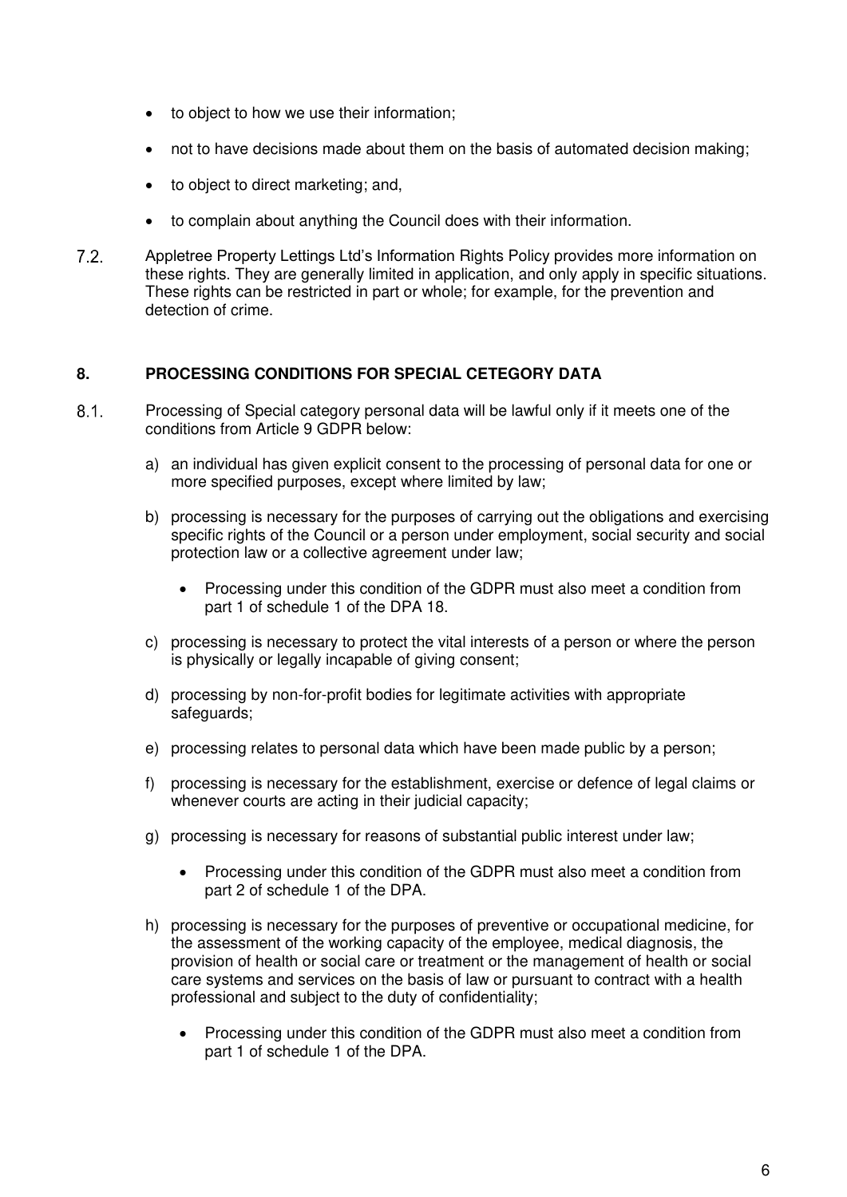- to object to how we use their information;
- not to have decisions made about them on the basis of automated decision making;
- to object to direct marketing; and,
- to complain about anything the Council does with their information.

7.2. Appletree Property Lettings Ltd's Information Rights Policy provides more information on these rights. They are generally limited in application, and only apply in specific situations. These rights can be restricted in part or whole; for example, for the prevention and detection of crime.

## 8. PROCESSING CONDITIONS FOR SPECIAL CETEGORY DATA

8.1. Processing of Special category personal data will be lawful only if it meets one of the conditions from Article 9 GDPR below:

a) an individual has given explicit consent to the processing of personal data for one or more specified purposes, except where limited by law;

b) processing is necessary for the purposes of carrying out the obligations and exercising specific rights of the Council or a person under employment, social security and social protection law or a collective agreement under law;

- Processing under this condition of the GDPR must also meet a condition from part 1 of schedule 1 of the DPA 18.

c) processing is necessary to protect the vital interests of a person or where the person is physically or legally incapable of giving consent;

d) processing by non-for-profit bodies for legitimate activities with appropriate safeguards;

e) processing relates to personal data which have been made public by a person;

f) processing is necessary for the establishment, exercise or defence of legal claims or whenever courts are acting in their judicial capacity;

g) processing is necessary for reasons of substantial public interest under law;

- Processing under this condition of the GDPR must also meet a condition from part 2 of schedule 1 of the DPA.

h) processing is necessary for the purposes of preventive or occupational medicine, for the assessment of the working capacity of the employee, medical diagnosis, the provision of health or social care or treatment or the management of health or social care systems and services on the basis of law or pursuant to contract with a health professional and subject to the duty of confidentiality;

- Processing under this condition of the GDPR must also meet a condition from part 1 of schedule 1 of the DPA.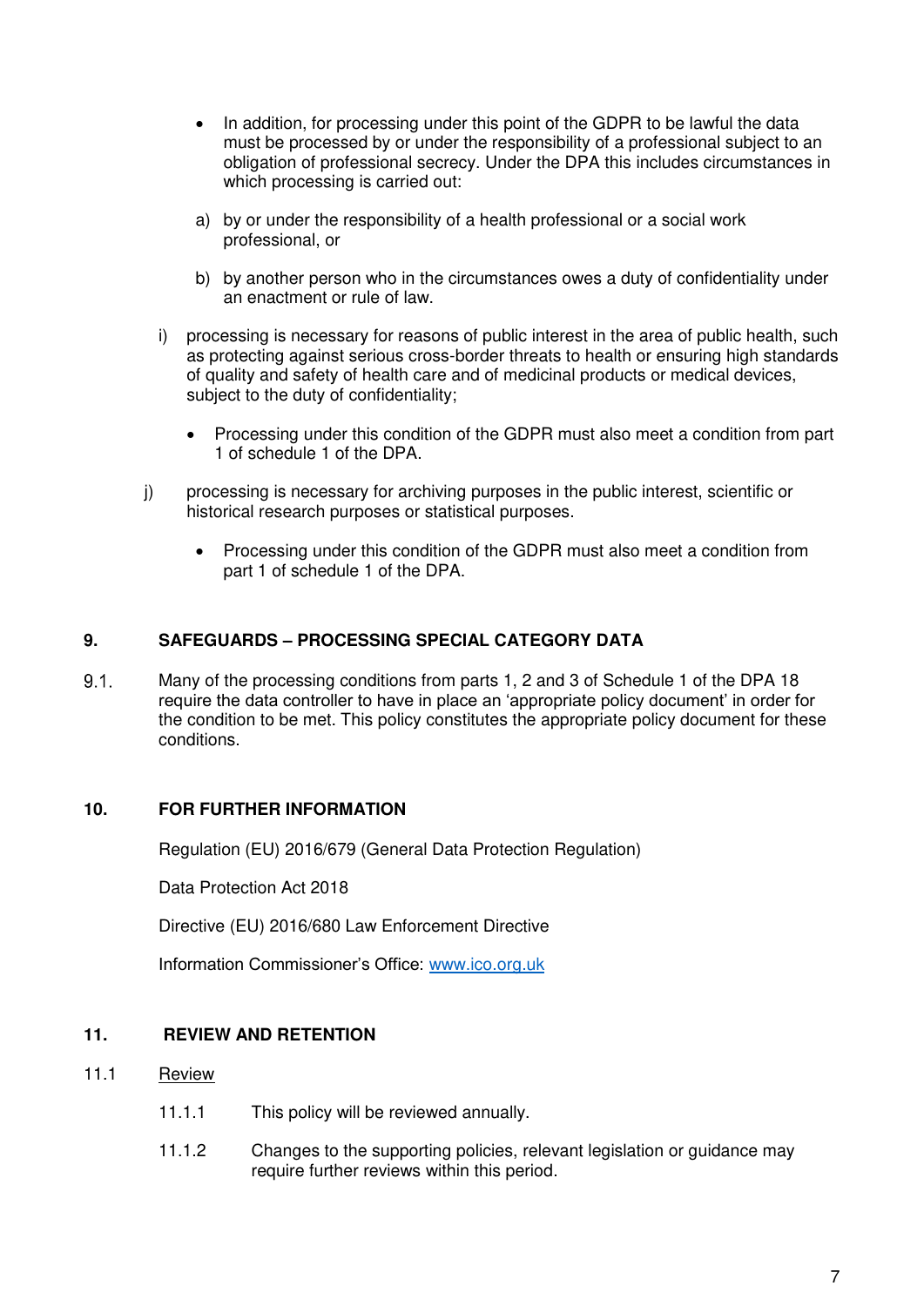- In addition, for processing under this point of the GDPR to be lawful the data must be processed by or under the responsibility of a professional subject to an obligation of professional secrecy. Under the DPA this includes circumstances in which processing is carried out:

  a) by or under the responsibility of a health professional or a social work professional, or

  b) by another person who in the circumstances owes a duty of confidentiality under an enactment or rule of law.

i) processing is necessary for reasons of public interest in the area of public health, such as protecting against serious cross-border threats to health or ensuring high standards of quality and safety of health care and of medicinal products or medical devices, subject to the duty of confidentiality;

- Processing under this condition of the GDPR must also meet a condition from part 1 of schedule 1 of the DPA.

j) processing is necessary for archiving purposes in the public interest, scientific or historical research purposes or statistical purposes.

- Processing under this condition of the GDPR must also meet a condition from part 1 of schedule 1 of the DPA.

## 9. SAFEGUARDS – PROCESSING SPECIAL CATEGORY DATA

9.1. Many of the processing conditions from parts 1, 2 and 3 of Schedule 1 of the DPA 18 require the data controller to have in place an 'appropriate policy document' in order for the condition to be met. This policy constitutes the appropriate policy document for these conditions.

## 10. FOR FURTHER INFORMATION

Regulation (EU) 2016/679 (General Data Protection Regulation)

Data Protection Act 2018

Directive (EU) 2016/680 Law Enforcement Directive

Information Commissioner's Office: [www.ico.org.uk](http://www.ico.org.uk)

## 11. REVIEW AND RETENTION

11.1 Review

11.1.1 This policy will be reviewed annually.

11.1.2 Changes to the supporting policies, relevant legislation or guidance may require further reviews within this period.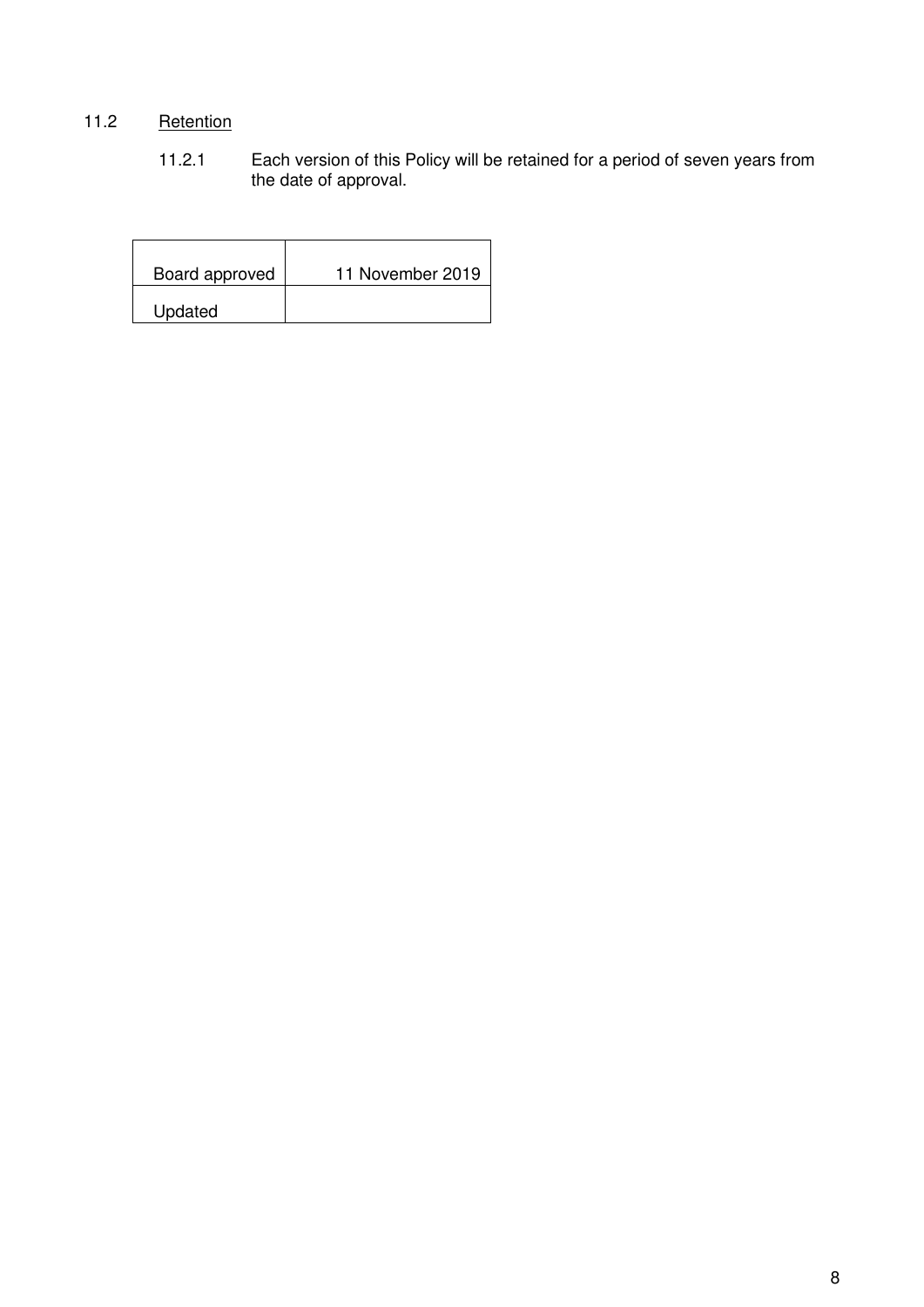11.2 <u>Retention</u>

11.2.1 Each version of this Policy will be retained for a period of seven years from the date of approval.

| | |
|---|---|
| Board approved | 11 November 2019 |
| Updated | |